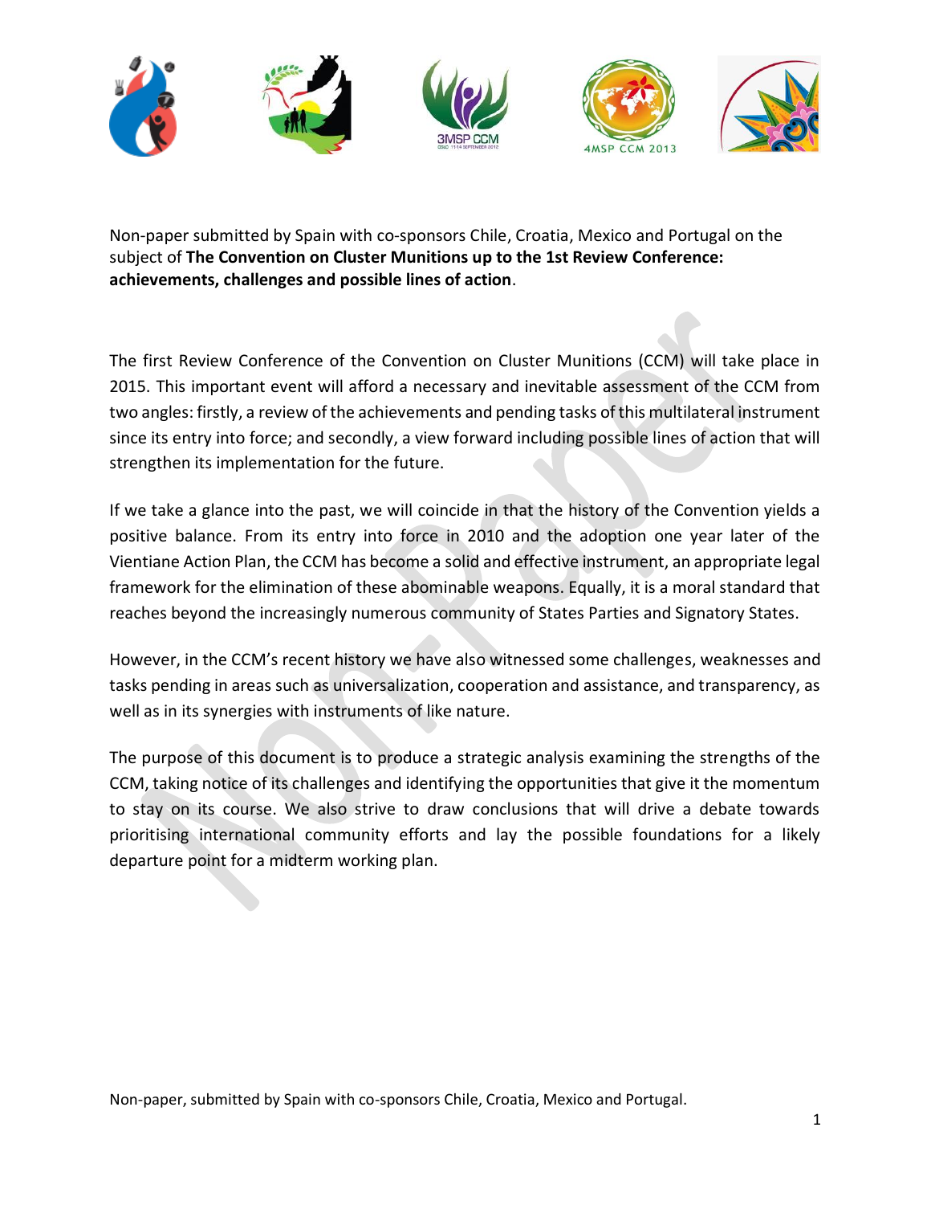Non-paper submitted by Spain with co-sponsors Chile, Croatia, Mexico and Portugal on the subject of **The Convention on Cluster Munitions up to the 1st Review Conference: achievements, challenges and possible lines of action**.

The first Review Conference of the Convention on Cluster Munitions (CCM) will take place in 2015. This important event will afford a necessary and inevitable assessment of the CCM from two angles: firstly, a review of the achievements and pending tasks of this multilateral instrument since its entry into force; and secondly, a view forward including possible lines of action that will strengthen its implementation for the future.

If we take a glance into the past, we will coincide in that the history of the Convention yields a positive balance. From its entry into force in 2010 and the adoption one year later of the Vientiane Action Plan, the CCM has become a solid and effective instrument, an appropriate legal framework for the elimination of these abominable weapons. Equally, it is a moral standard that reaches beyond the increasingly numerous community of States Parties and Signatory States.

However, in the CCM's recent history we have also witnessed some challenges, weaknesses and tasks pending in areas such as universalization, cooperation and assistance, and transparency, as well as in its synergies with instruments of like nature.

The purpose of this document is to produce a strategic analysis examining the strengths of the CCM, taking notice of its challenges and identifying the opportunities that give it the momentum to stay on its course. We also strive to draw conclusions that will drive a debate towards prioritising international community efforts and lay the possible foundations for a likely departure point for a midterm working plan.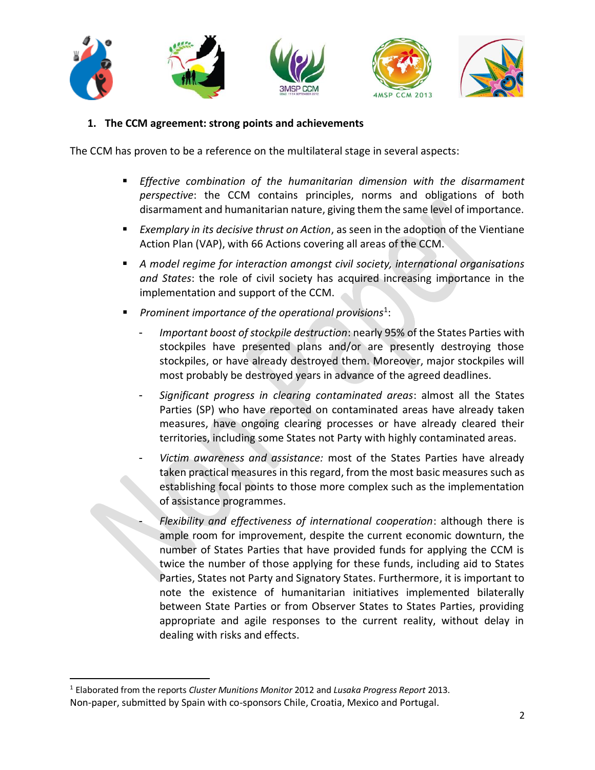## 1. The CCM agreement: strong points and achievements

The CCM has proven to be a reference on the multilateral stage in several aspects:

- *Effective combination of the humanitarian dimension with the disarmament perspective*: the CCM contains principles, norms and obligations of both disarmament and humanitarian nature, giving them the same level of importance.
- *Exemplary in its decisive thrust on Action*, as seen in the adoption of the Vientiane Action Plan (VAP), with 66 Actions covering all areas of the CCM.
- *A model regime for interaction amongst civil society, international organisations and States*: the role of civil society has acquired increasing importance in the implementation and support of the CCM.
- *Prominent importance of the operational provisions*[1]:
  - *Important boost of stockpile destruction*: nearly 95% of the States Parties with stockpiles have presented plans and/or are presently destroying those stockpiles, or have already destroyed them. Moreover, major stockpiles will most probably be destroyed years in advance of the agreed deadlines.
  - *Significant progress in clearing contaminated areas*: almost all the States Parties (SP) who have reported on contaminated areas have already taken measures, have ongoing clearing processes or have already cleared their territories, including some States not Party with highly contaminated areas.
  - *Victim awareness and assistance:* most of the States Parties have already taken practical measures in this regard, from the most basic measures such as establishing focal points to those more complex such as the implementation of assistance programmes.
  - *Flexibility and effectiveness of international cooperation*: although there is ample room for improvement, despite the current economic downturn, the number of States Parties that have provided funds for applying the CCM is twice the number of those applying for these funds, including aid to States Parties, States not Party and Signatory States. Furthermore, it is important to note the existence of humanitarian initiatives implemented bilaterally between State Parties or from Observer States to States Parties, providing appropriate and agile responses to the current reality, without delay in dealing with risks and effects.

[1] Elaborated from the reports *Cluster Munitions Monitor* 2012 and *Lusaka Progress Report* 2013.

Non-paper, submitted by Spain with co-sponsors Chile, Croatia, Mexico and Portugal.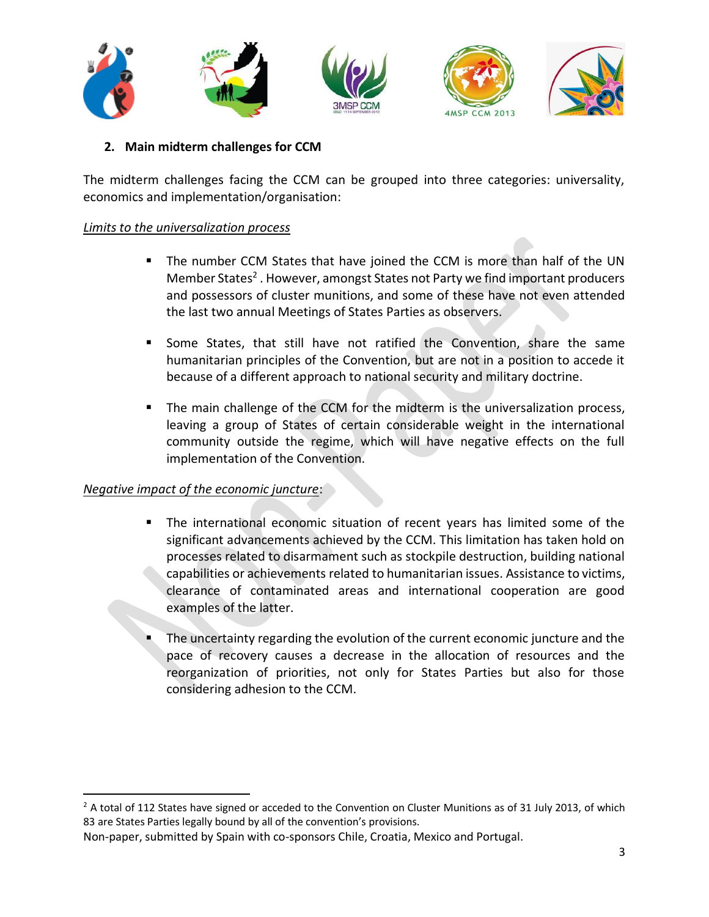## 2. Main midterm challenges for CCM

The midterm challenges facing the CCM can be grouped into three categories: universality, economics and implementation/organisation:

*Limits to the universalization process*

- The number CCM States that have joined the CCM is more than half of the UN Member States[2] . However, amongst States not Party we find important producers and possessors of cluster munitions, and some of these have not even attended the last two annual Meetings of States Parties as observers.
- Some States, that still have not ratified the Convention, share the same humanitarian principles of the Convention, but are not in a position to accede it because of a different approach to national security and military doctrine.
- The main challenge of the CCM for the midterm is the universalization process, leaving a group of States of certain considerable weight in the international community outside the regime, which will have negative effects on the full implementation of the Convention.

*Negative impact of the economic juncture*:

- The international economic situation of recent years has limited some of the significant advancements achieved by the CCM. This limitation has taken hold on processes related to disarmament such as stockpile destruction, building national capabilities or achievements related to humanitarian issues. Assistance to victims, clearance of contaminated areas and international cooperation are good examples of the latter.
- The uncertainty regarding the evolution of the current economic juncture and the pace of recovery causes a decrease in the allocation of resources and the reorganization of priorities, not only for States Parties but also for those considering adhesion to the CCM.

---

[2] A total of 112 States have signed or acceded to the Convention on Cluster Munitions as of 31 July 2013, of which 83 are States Parties legally bound by all of the convention's provisions.

Non-paper, submitted by Spain with co-sponsors Chile, Croatia, Mexico and Portugal.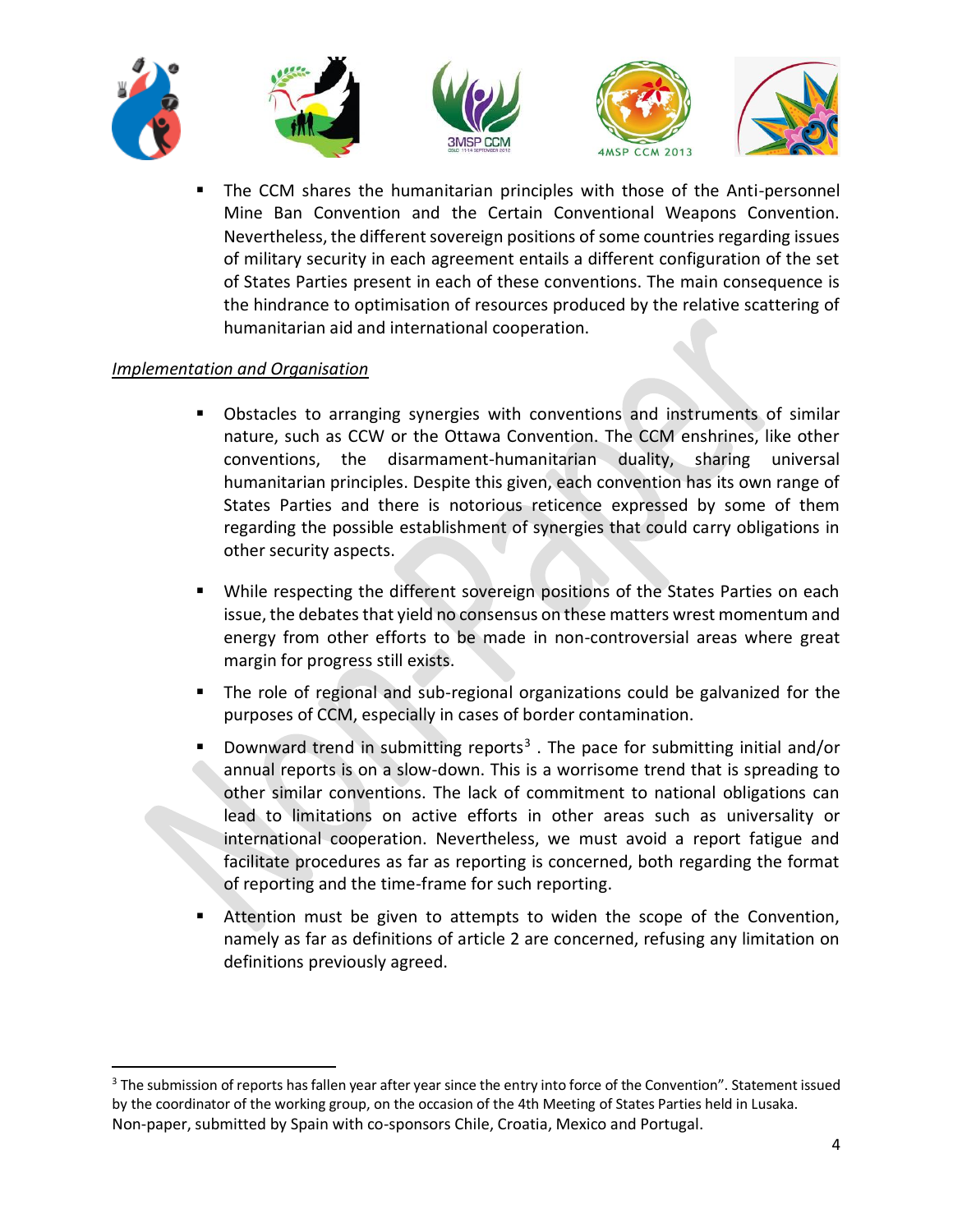- The CCM shares the humanitarian principles with those of the Anti-personnel Mine Ban Convention and the Certain Conventional Weapons Convention. Nevertheless, the different sovereign positions of some countries regarding issues of military security in each agreement entails a different configuration of the set of States Parties present in each of these conventions. The main consequence is the hindrance to optimisation of resources produced by the relative scattering of humanitarian aid and international cooperation.

*Implementation and Organisation*

- Obstacles to arranging synergies with conventions and instruments of similar nature, such as CCW or the Ottawa Convention. The CCM enshrines, like other conventions, the disarmament-humanitarian duality, sharing universal humanitarian principles. Despite this given, each convention has its own range of States Parties and there is notorious reticence expressed by some of them regarding the possible establishment of synergies that could carry obligations in other security aspects.

- While respecting the different sovereign positions of the States Parties on each issue, the debates that yield no consensus on these matters wrest momentum and energy from other efforts to be made in non-controversial areas where great margin for progress still exists.

- The role of regional and sub-regional organizations could be galvanized for the purposes of CCM, especially in cases of border contamination.

- Downward trend in submitting reports[3] . The pace for submitting initial and/or annual reports is on a slow-down. This is a worrisome trend that is spreading to other similar conventions. The lack of commitment to national obligations can lead to limitations on active efforts in other areas such as universality or international cooperation. Nevertheless, we must avoid a report fatigue and facilitate procedures as far as reporting is concerned, both regarding the format of reporting and the time-frame for such reporting.

- Attention must be given to attempts to widen the scope of the Convention, namely as far as definitions of article 2 are concerned, refusing any limitation on definitions previously agreed.

---

[3] The submission of reports has fallen year after year since the entry into force of the Convention". Statement issued by the coordinator of the working group, on the occasion of the 4th Meeting of States Parties held in Lusaka.

Non-paper, submitted by Spain with co-sponsors Chile, Croatia, Mexico and Portugal.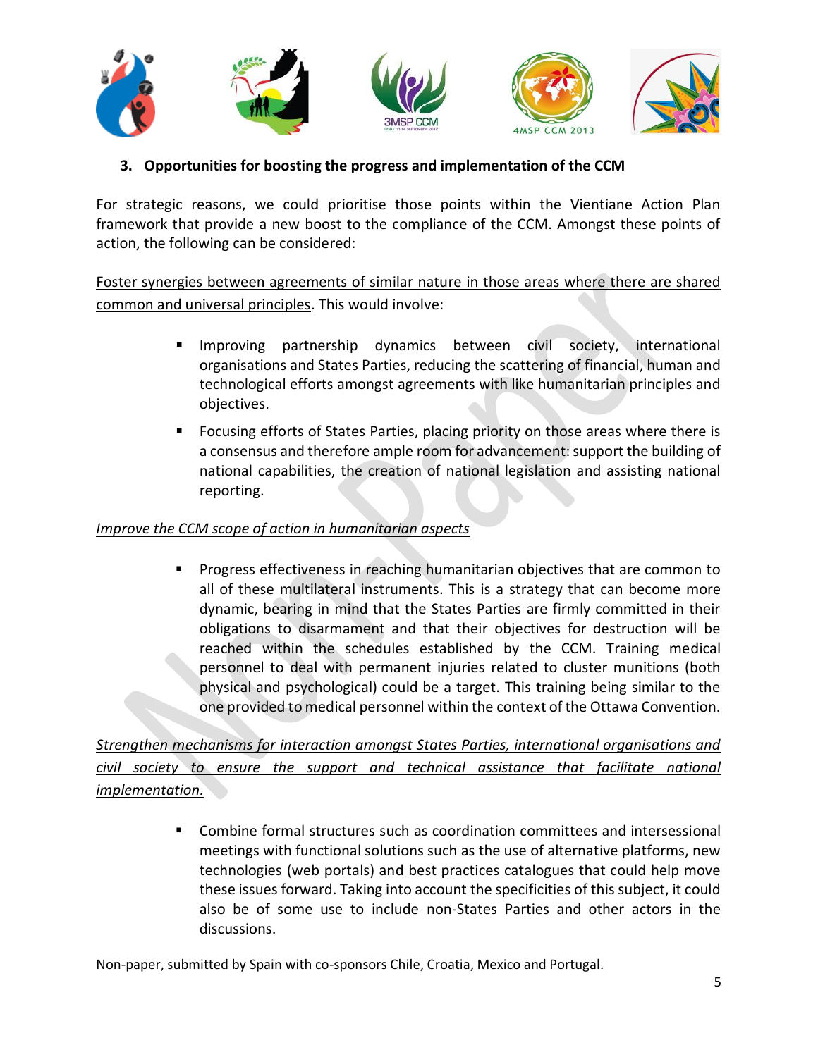## 3. Opportunities for boosting the progress and implementation of the CCM

For strategic reasons, we could prioritise those points within the Vientiane Action Plan framework that provide a new boost to the compliance of the CCM. Amongst these points of action, the following can be considered:

<u>Foster synergies between agreements of similar nature in those areas where there are shared common and universal principles</u>. This would involve:

- Improving partnership dynamics between civil society, international organisations and States Parties, reducing the scattering of financial, human and technological efforts amongst agreements with like humanitarian principles and objectives.
- Focusing efforts of States Parties, placing priority on those areas where there is a consensus and therefore ample room for advancement: support the building of national capabilities, the creation of national legislation and assisting national reporting.

*<u>Improve the CCM scope of action in humanitarian aspects</u>*

- Progress effectiveness in reaching humanitarian objectives that are common to all of these multilateral instruments. This is a strategy that can become more dynamic, bearing in mind that the States Parties are firmly committed in their obligations to disarmament and that their objectives for destruction will be reached within the schedules established by the CCM. Training medical personnel to deal with permanent injuries related to cluster munitions (both physical and psychological) could be a target. This training being similar to the one provided to medical personnel within the context of the Ottawa Convention.

*<u>Strengthen mechanisms for interaction amongst States Parties, international organisations and civil society to ensure the support and technical assistance that facilitate national implementation.</u>*

- Combine formal structures such as coordination committees and intersessional meetings with functional solutions such as the use of alternative platforms, new technologies (web portals) and best practices catalogues that could help move these issues forward. Taking into account the specificities of this subject, it could also be of some use to include non-States Parties and other actors in the discussions.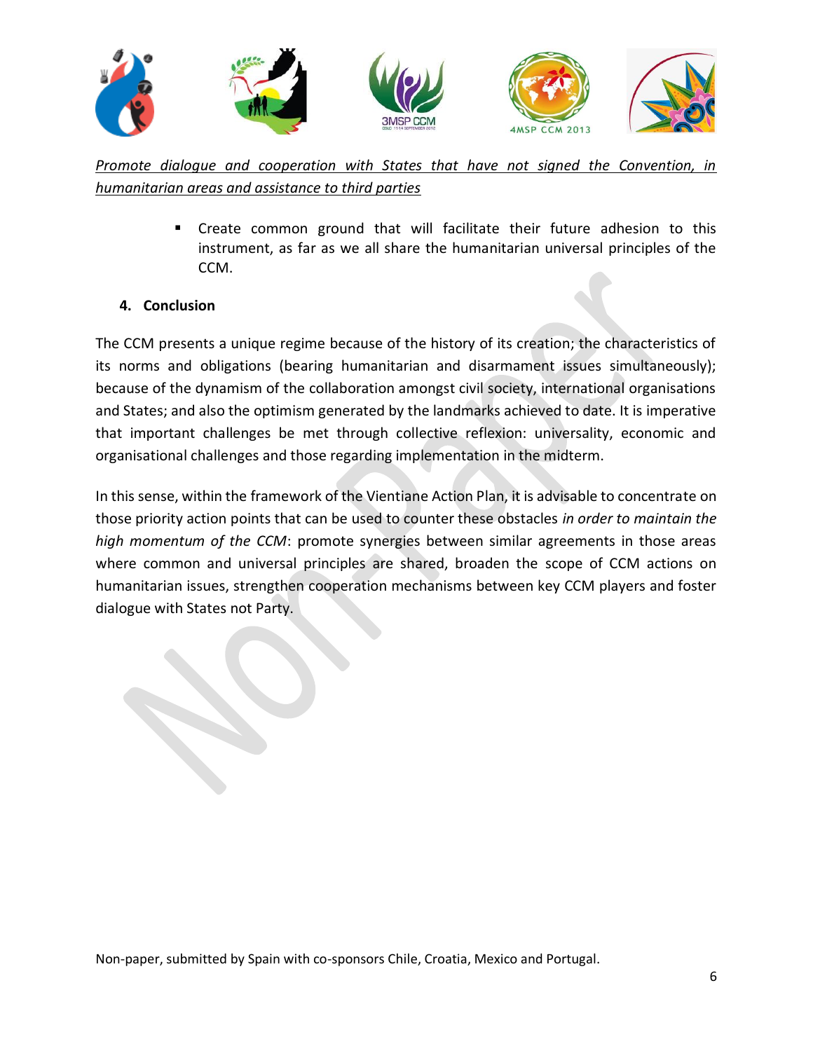*Promote dialogue and cooperation with States that have not signed the Convention, in humanitarian areas and assistance to third parties*

- Create common ground that will facilitate their future adhesion to this instrument, as far as we all share the humanitarian universal principles of the CCM.

## 4. Conclusion

The CCM presents a unique regime because of the history of its creation; the characteristics of its norms and obligations (bearing humanitarian and disarmament issues simultaneously); because of the dynamism of the collaboration amongst civil society, international organisations and States; and also the optimism generated by the landmarks achieved to date. It is imperative that important challenges be met through collective reflexion: universality, economic and organisational challenges and those regarding implementation in the midterm.

In this sense, within the framework of the Vientiane Action Plan, it is advisable to concentrate on those priority action points that can be used to counter these obstacles *in order to maintain the high momentum of the CCM*: promote synergies between similar agreements in those areas where common and universal principles are shared, broaden the scope of CCM actions on humanitarian issues, strengthen cooperation mechanisms between key CCM players and foster dialogue with States not Party.

Non-paper, submitted by Spain with co-sponsors Chile, Croatia, Mexico and Portugal.